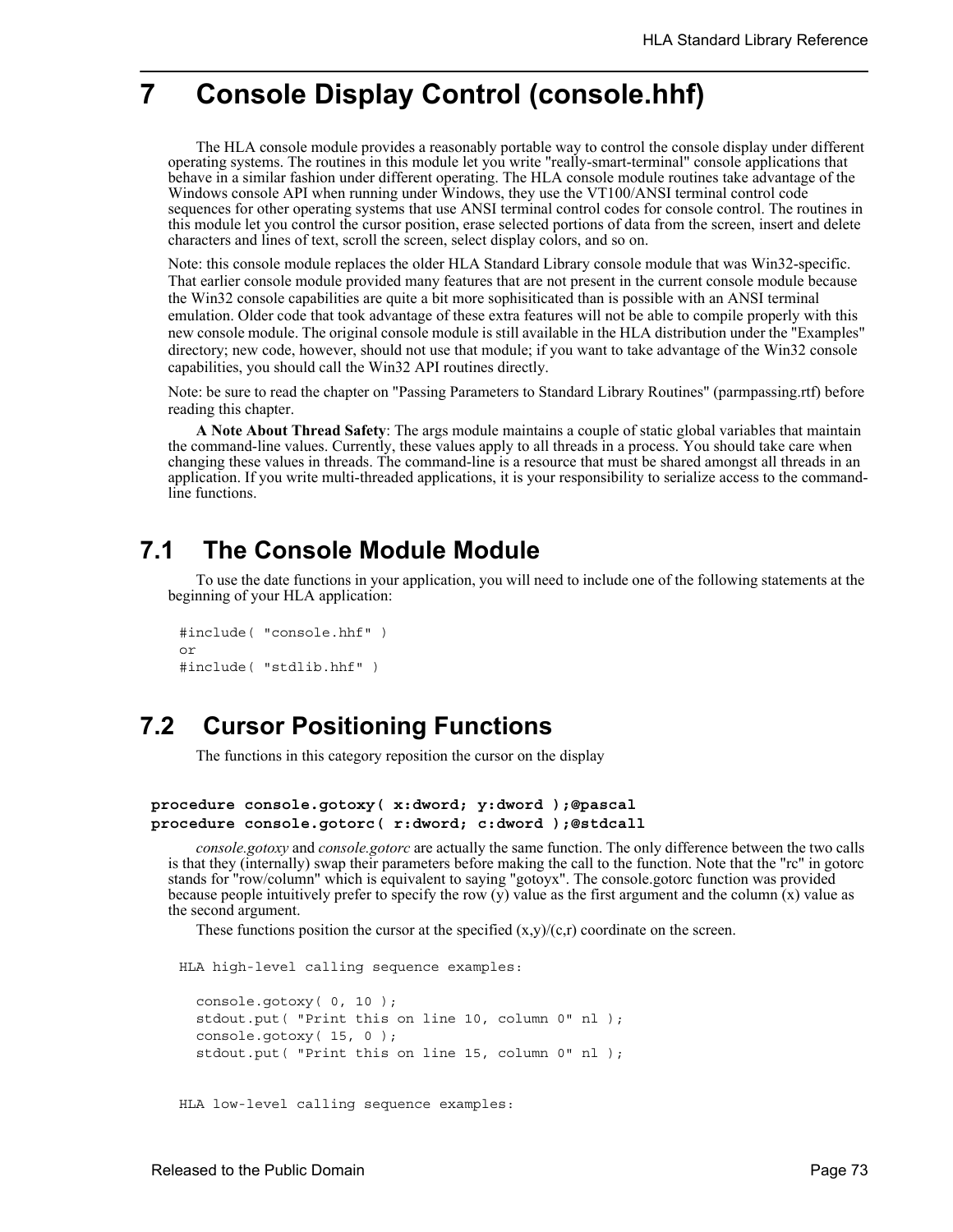# 7 Console Display Control (console.hhf)

The HLA console module provides a reasonably portable way to control the console display under different operating systems. The routines in this module let you write "really-smart-terminal" console applications that behave in a similar fashion under different operating. The HLA console module routines take advantage of the Windows console API when running under Windows, they use the VT100/ANSI terminal control code sequences for other operating systems that use ANSI terminal control codes for console control. The routines in this module let you control the cursor position, erase selected portions of data from the screen, insert and delete characters and lines of text, scroll the screen, select display colors, and so on.

Note: this console module replaces the older HLA Standard Library console module that was Win32-specific. That earlier console module provided many features that are not present in the current console module because the Win32 console capabilities are quite a bit more sophisiticated than is possible with an ANSI terminal emulation. Older code that took advantage of these extra features will not be able to compile properly with this new console module. The original console module is still available in the HLA distribution under the "Examples" directory; new code, however, should not use that module; if you want to take advantage of the Win32 console capabilities, you should call the Win32 API routines directly.

Note: be sure to read the chapter on "Passing Parameters to Standard Library Routines" (parmpassing.rtf) before reading this chapter.

**A Note About Thread Safety**: The args module maintains a couple of static global variables that maintain the command-line values. Currently, these values apply to all threads in a process. You should take care when changing these values in threads. The command-line is a resource that must be shared amongst all threads in an application. If you write multi-threaded applications, it is your responsibility to serialize access to the command-line functions.

## 7.1 The Console Module Module

To use the date functions in your application, you will need to include one of the following statements at the beginning of your HLA application:

```
#include( "console.hhf" )
or
#include( "stdlib.hhf" )
```

## 7.2 Cursor Positioning Functions

The functions in this category reposition the cursor on the display

**procedure console.gotoxy( x:dword; y:dword );@pascal**
**procedure console.gotorc( r:dword; c:dword );@stdcall**

*console.gotoxy* and *console.gotorc* are actually the same function. The only difference between the two calls is that they (internally) swap their parameters before making the call to the function. Note that the "rc" in gotorc stands for "row/column" which is equivalent to saying "gotoyx". The console.gotorc function was provided because people intuitively prefer to specify the row (y) value as the first argument and the column (x) value as the second argument.

These functions position the cursor at the specified (x,y)/(c,r) coordinate on the screen.

```
HLA high-level calling sequence examples:

  console.gotoxy( 0, 10 );
  stdout.put( "Print this on line 10, column 0" nl );
  console.gotoxy( 15, 0 );
  stdout.put( "Print this on line 15, column 0" nl );


HLA low-level calling sequence examples:
```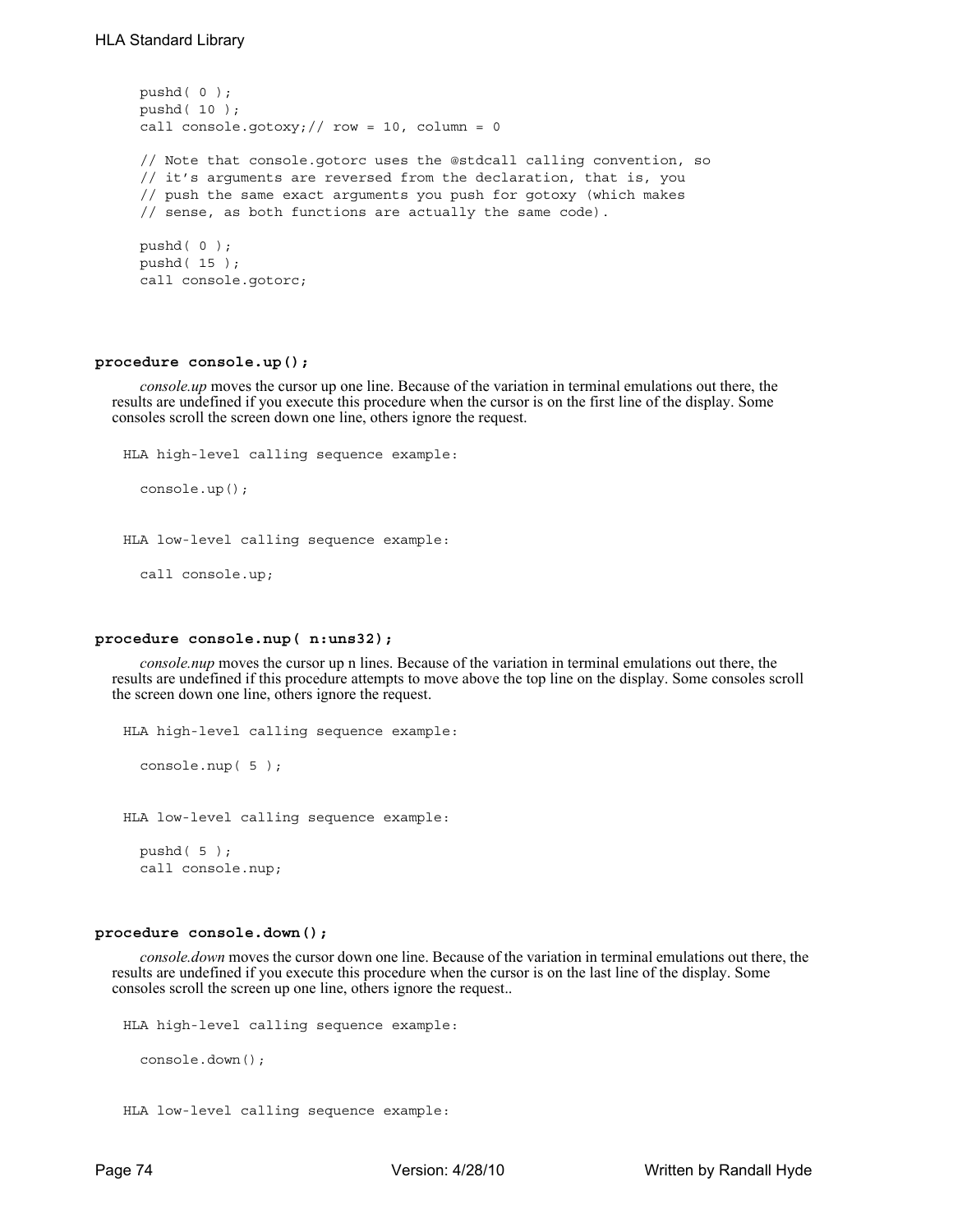```
pushd( 0 );
pushd( 10 );
call console.gotoxy;// row = 10, column = 0

// Note that console.gotorc uses the @stdcall calling convention, so
// it's arguments are reversed from the declaration, that is, you
// push the same exact arguments you push for gotoxy (which makes
// sense, as both functions are actually the same code).

pushd( 0 );
pushd( 15 );
call console.gotorc;
```

**procedure console.up();**

*console.up* moves the cursor up one line. Because of the variation in terminal emulations out there, the results are undefined if you execute this procedure when the cursor is on the first line of the display. Some consoles scroll the screen down one line, others ignore the request.

```
HLA high-level calling sequence example:

  console.up();


HLA low-level calling sequence example:

  call console.up;
```

**procedure console.nup( n:uns32);**

*console.nup* moves the cursor up n lines. Because of the variation in terminal emulations out there, the results are undefined if this procedure attempts to move above the top line on the display. Some consoles scroll the screen down one line, others ignore the request.

```
HLA high-level calling sequence example:

  console.nup( 5 );


HLA low-level calling sequence example:

  pushd( 5 );
  call console.nup;
```

**procedure console.down();**

*console.down* moves the cursor down one line. Because of the variation in terminal emulations out there, the results are undefined if you execute this procedure when the cursor is on the last line of the display. Some consoles scroll the screen up one line, others ignore the request..

```
HLA high-level calling sequence example:

  console.down();


HLA low-level calling sequence example:
```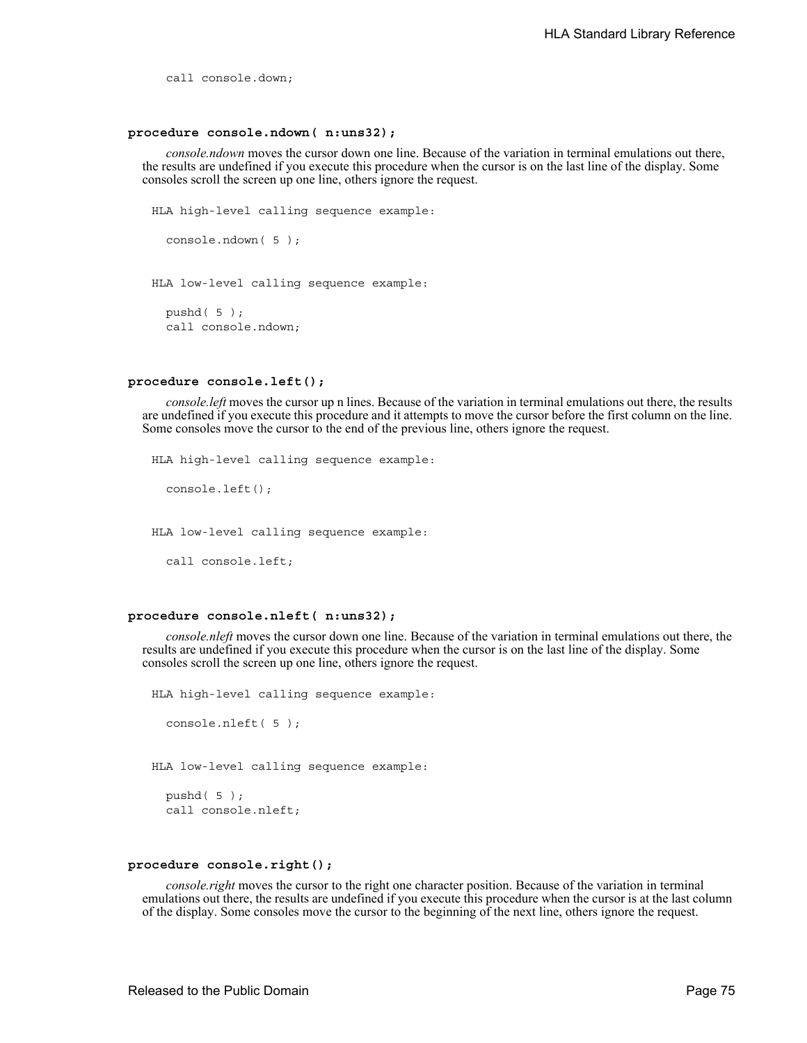```
call console.down;
```

### procedure console.ndown( n:uns32);

*console.ndown* moves the cursor down one line. Because of the variation in terminal emulations out there, the results are undefined if you execute this procedure when the cursor is on the last line of the display. Some consoles scroll the screen up one line, others ignore the request.

HLA high-level calling sequence example:

```
console.ndown( 5 );
```

HLA low-level calling sequence example:

```
pushd( 5 );
call console.ndown;
```

### procedure console.left();

*console.left* moves the cursor up n lines. Because of the variation in terminal emulations out there, the results are undefined if you execute this procedure and it attempts to move the cursor before the first column on the line. Some consoles move the cursor to the end of the previous line, others ignore the request.

HLA high-level calling sequence example:

```
console.left();
```

HLA low-level calling sequence example:

```
call console.left;
```

### procedure console.nleft( n:uns32);

*console.nleft* moves the cursor down one line. Because of the variation in terminal emulations out there, the results are undefined if you execute this procedure when the cursor is on the last line of the display. Some consoles scroll the screen up one line, others ignore the request.

HLA high-level calling sequence example:

```
console.nleft( 5 );
```

HLA low-level calling sequence example:

```
pushd( 5 );
call console.nleft;
```

### procedure console.right();

*console.right* moves the cursor to the right one character position. Because of the variation in terminal emulations out there, the results are undefined if you execute this procedure when the cursor is at the last column of the display. Some consoles move the cursor to the beginning of the next line, others ignore the request.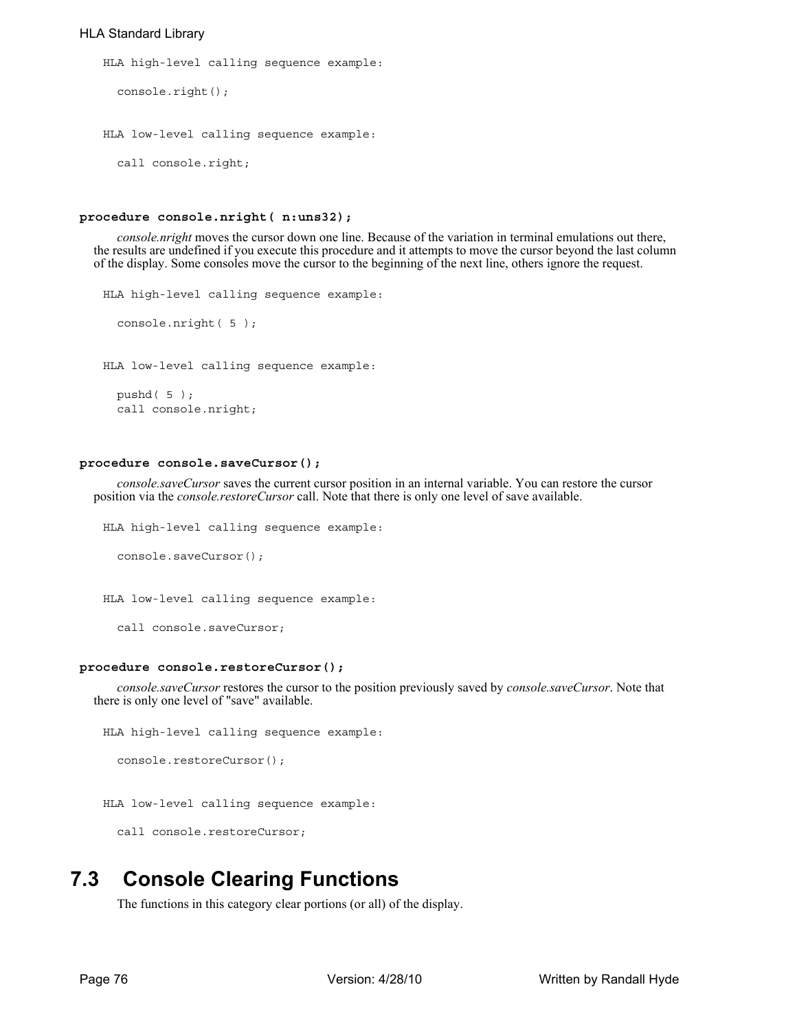HLA high-level calling sequence example:

```
console.right();
```

HLA low-level calling sequence example:

```
call console.right;
```

**procedure console.nright( n:uns32);**

*console.nright* moves the cursor down one line. Because of the variation in terminal emulations out there, the results are undefined if you execute this procedure and it attempts to move the cursor beyond the last column of the display. Some consoles move the cursor to the beginning of the next line, others ignore the request.

HLA high-level calling sequence example:

```
console.nright( 5 );
```

HLA low-level calling sequence example:

```
pushd( 5 );
call console.nright;
```

**procedure console.saveCursor();**

*console.saveCursor* saves the current cursor position in an internal variable. You can restore the cursor position via the *console.restoreCursor* call. Note that there is only one level of save available.

HLA high-level calling sequence example:

```
console.saveCursor();
```

HLA low-level calling sequence example:

```
call console.saveCursor;
```

**procedure console.restoreCursor();**

*console.saveCursor* restores the cursor to the position previously saved by *console.saveCursor*. Note that there is only one level of "save" available.

HLA high-level calling sequence example:

```
console.restoreCursor();
```

HLA low-level calling sequence example:

```
call console.restoreCursor;
```

## 7.3 Console Clearing Functions

The functions in this category clear portions (or all) of the display.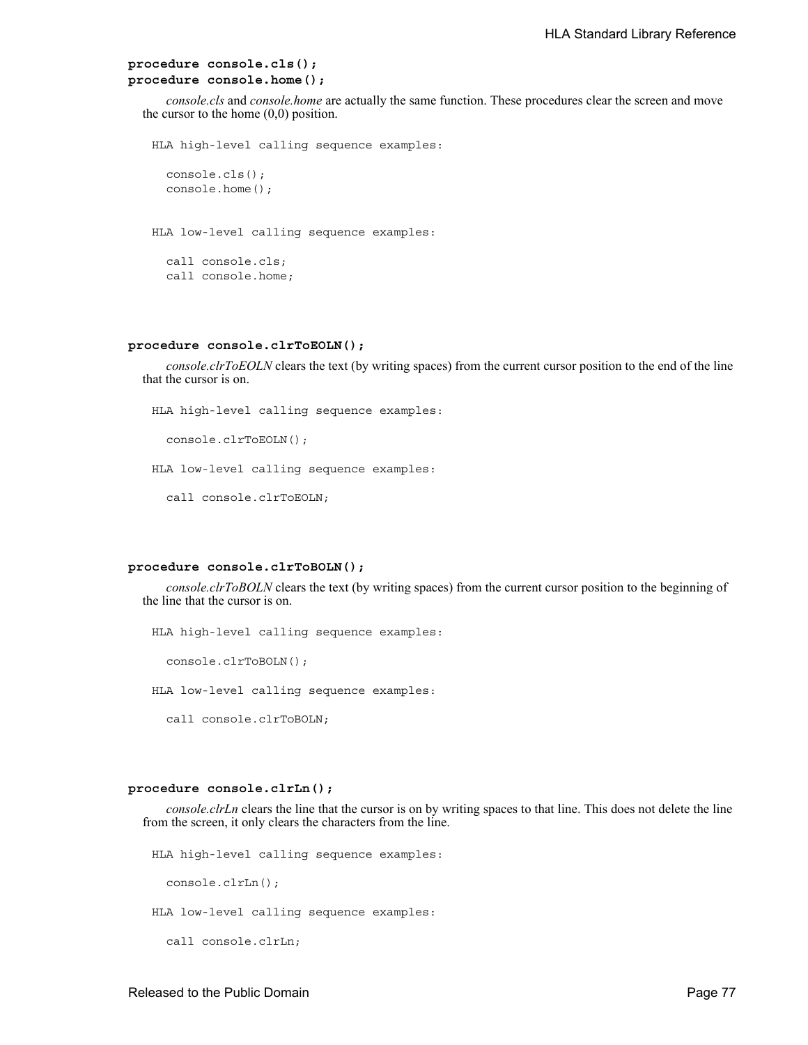**procedure console.cls();**
**procedure console.home();**

*console.cls* and *console.home* are actually the same function. These procedures clear the screen and move the cursor to the home (0,0) position.

```
HLA high-level calling sequence examples:

  console.cls();
  console.home();


HLA low-level calling sequence examples:

  call console.cls;
  call console.home;
```

**procedure console.clrToEOLN();**

*console.clrToEOLN* clears the text (by writing spaces) from the current cursor position to the end of the line that the cursor is on.

```
HLA high-level calling sequence examples:

  console.clrToEOLN();

HLA low-level calling sequence examples:

  call console.clrToEOLN;
```

**procedure console.clrToBOLN();**

*console.clrToBOLN* clears the text (by writing spaces) from the current cursor position to the beginning of the line that the cursor is on.

```
HLA high-level calling sequence examples:

  console.clrToBOLN();

HLA low-level calling sequence examples:

  call console.clrToBOLN;
```

**procedure console.clrLn();**

*console.clrLn* clears the line that the cursor is on by writing spaces to that line. This does not delete the line from the screen, it only clears the characters from the line.

```
HLA high-level calling sequence examples:

  console.clrLn();

HLA low-level calling sequence examples:

  call console.clrLn;
```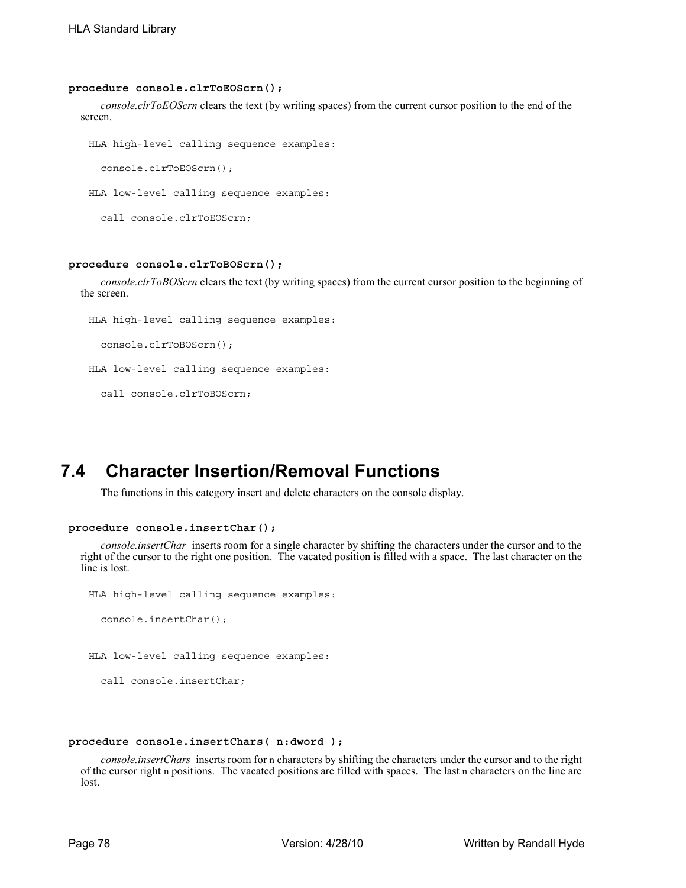**procedure console.clrToEOScrn();**

*console.clrToEOScrn* clears the text (by writing spaces) from the current cursor position to the end of the screen.

```
HLA high-level calling sequence examples:

  console.clrToEOScrn();

HLA low-level calling sequence examples:

  call console.clrToEOScrn;
```

**procedure console.clrToBOScrn();**

*console.clrToBOScrn* clears the text (by writing spaces) from the current cursor position to the beginning of the screen.

```
HLA high-level calling sequence examples:

  console.clrToBOScrn();

HLA low-level calling sequence examples:

  call console.clrToBOScrn;
```

## 7.4 Character Insertion/Removal Functions

The functions in this category insert and delete characters on the console display.

**procedure console.insertChar();**

*console.insertChar* inserts room for a single character by shifting the characters under the cursor and to the right of the cursor to the right one position. The vacated position is filled with a space. The last character on the line is lost.

```
HLA high-level calling sequence examples:

  console.insertChar();


HLA low-level calling sequence examples:

  call console.insertChar;
```

**procedure console.insertChars( n:dword );**

*console.insertChars* inserts room for n characters by shifting the characters under the cursor and to the right of the cursor right n positions. The vacated positions are filled with spaces. The last n characters on the line are lost.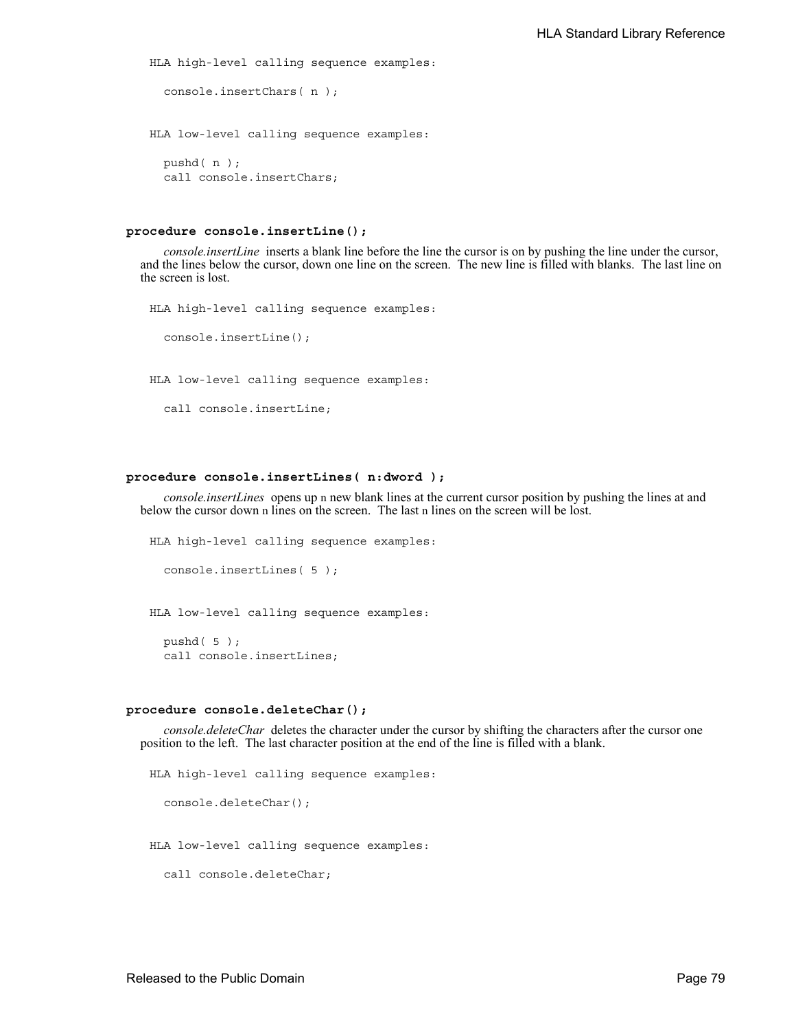HLA high-level calling sequence examples:

```
console.insertChars( n );
```

HLA low-level calling sequence examples:

```
pushd( n );
call console.insertChars;
```

**procedure console.insertLine();**

*console.insertLine* inserts a blank line before the line the cursor is on by pushing the line under the cursor, and the lines below the cursor, down one line on the screen. The new line is filled with blanks. The last line on the screen is lost.

HLA high-level calling sequence examples:

```
console.insertLine();
```

HLA low-level calling sequence examples:

```
call console.insertLine;
```

**procedure console.insertLines( n:dword );**

*console.insertLines* opens up n new blank lines at the current cursor position by pushing the lines at and below the cursor down n lines on the screen. The last n lines on the screen will be lost.

HLA high-level calling sequence examples:

```
console.insertLines( 5 );
```

HLA low-level calling sequence examples:

```
pushd( 5 );
call console.insertLines;
```

**procedure console.deleteChar();**

*console.deleteChar* deletes the character under the cursor by shifting the characters after the cursor one position to the left. The last character position at the end of the line is filled with a blank.

HLA high-level calling sequence examples:

```
console.deleteChar();
```

HLA low-level calling sequence examples:

```
call console.deleteChar;
```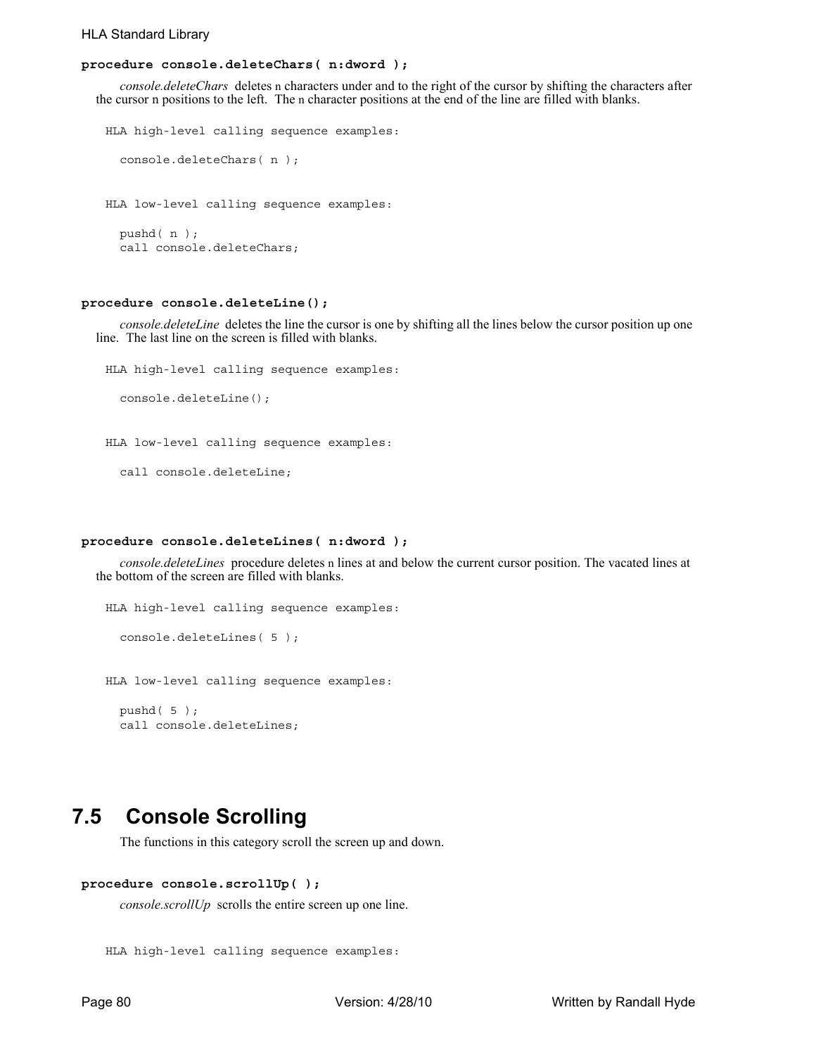**procedure console.deleteChars( n:dword );**

*console.deleteChars* deletes n characters under and to the right of the cursor by shifting the characters after the cursor n positions to the left. The n character positions at the end of the line are filled with blanks.

```
HLA high-level calling sequence examples:

  console.deleteChars( n );


HLA low-level calling sequence examples:

  pushd( n );
  call console.deleteChars;
```

**procedure console.deleteLine();**

*console.deleteLine* deletes the line the cursor is one by shifting all the lines below the cursor position up one line. The last line on the screen is filled with blanks.

```
HLA high-level calling sequence examples:

  console.deleteLine();


HLA low-level calling sequence examples:

  call console.deleteLine;
```

**procedure console.deleteLines( n:dword );**

*console.deleteLines* procedure deletes n lines at and below the current cursor position. The vacated lines at the bottom of the screen are filled with blanks.

```
HLA high-level calling sequence examples:

  console.deleteLines( 5 );


HLA low-level calling sequence examples:

  pushd( 5 );
  call console.deleteLines;
```

## 7.5 Console Scrolling

The functions in this category scroll the screen up and down.

**procedure console.scrollUp( );**

*console.scrollUp* scrolls the entire screen up one line.

```
HLA high-level calling sequence examples:
```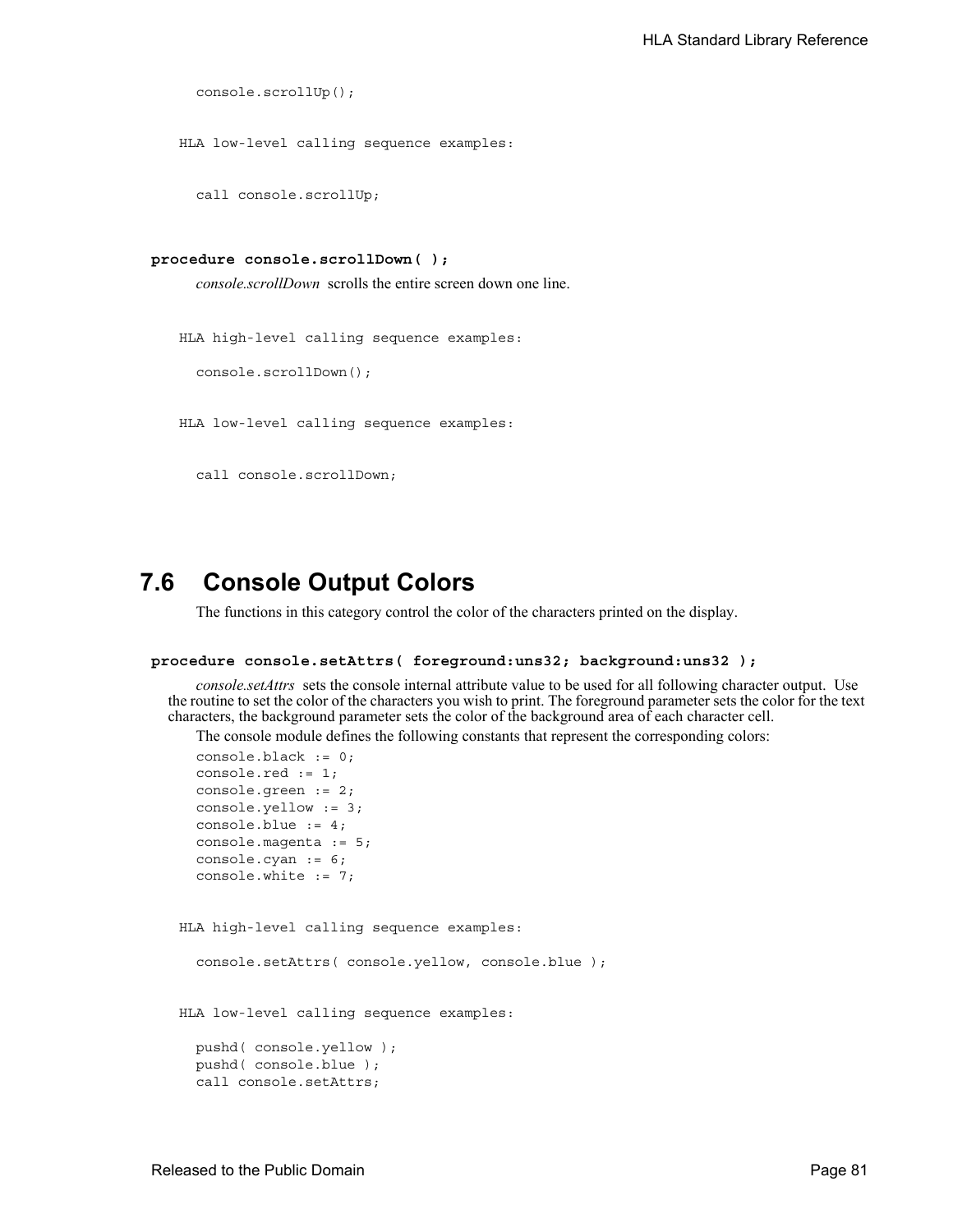```
console.scrollUp();
```

HLA low-level calling sequence examples:

```
call console.scrollUp;
```

**procedure console.scrollDown( );**

*console.scrollDown* scrolls the entire screen down one line.

HLA high-level calling sequence examples:

```
console.scrollDown();
```

HLA low-level calling sequence examples:

```
call console.scrollDown;
```

## 7.6 Console Output Colors

The functions in this category control the color of the characters printed on the display.

**procedure console.setAttrs( foreground:uns32; background:uns32 );**

*console.setAttrs* sets the console internal attribute value to be used for all following character output. Use the routine to set the color of the characters you wish to print. The foreground parameter sets the color for the text characters, the background parameter sets the color of the background area of each character cell.

The console module defines the following constants that represent the corresponding colors:

```
console.black := 0;
console.red := 1;
console.green := 2;
console.yellow := 3;
console.blue := 4;
console.magenta := 5;
console.cyan := 6;
console.white := 7;
```

HLA high-level calling sequence examples:

```
console.setAttrs( console.yellow, console.blue );
```

HLA low-level calling sequence examples:

```
pushd( console.yellow );
pushd( console.blue );
call console.setAttrs;
```